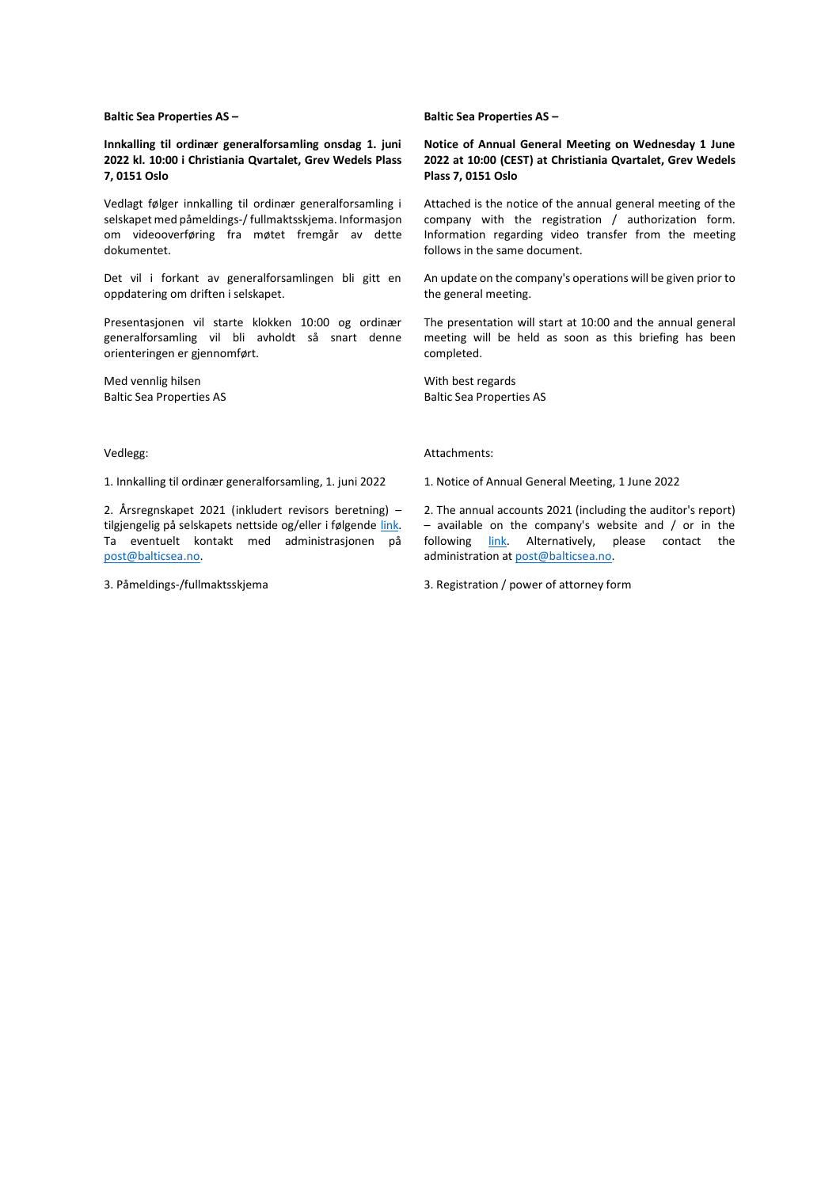**Baltic Sea Properties AS –**

**Innkalling til ordinær generalforsamling onsdag 1. juni 2022 kl. 10:00 i Christiania Qvartalet, Grev Wedels Plass 7, 0151 Oslo**

Vedlagt følger innkalling til ordinær generalforsamling i selskapet med påmeldings-/ fullmaktsskjema. Informasjon om videooverføring fra møtet fremgår av dette dokumentet.

Det vil i forkant av generalforsamlingen bli gitt en oppdatering om driften i selskapet.

Presentasjonen vil starte klokken 10:00 og ordinær generalforsamling vil bli avholdt så snart denne orienteringen er gjennomført.

Med vennlig hilsen
Baltic Sea Properties AS

Vedlegg:

1. Innkalling til ordinær generalforsamling, 1. juni 2022

2. Årsregnskapet 2021 (inkludert revisors beretning) – tilgjengelig på selskapets nettside og/eller i følgende link. Ta eventuelt kontakt med administrasjonen på post@balticsea.no.

3. Påmeldings-/fullmaktsskjema

**Baltic Sea Properties AS –**

**Notice of Annual General Meeting on Wednesday 1 June 2022 at 10:00 (CEST) at Christiania Qvartalet, Grev Wedels Plass 7, 0151 Oslo**

Attached is the notice of the annual general meeting of the company with the registration / authorization form. Information regarding video transfer from the meeting follows in the same document.

An update on the company's operations will be given prior to the general meeting.

The presentation will start at 10:00 and the annual general meeting will be held as soon as this briefing has been completed.

With best regards
Baltic Sea Properties AS

Attachments:

1. Notice of Annual General Meeting, 1 June 2022

2. The annual accounts 2021 (including the auditor's report) – available on the company's website and / or in the following link. Alternatively, please contact the administration at post@balticsea.no.

3. Registration / power of attorney form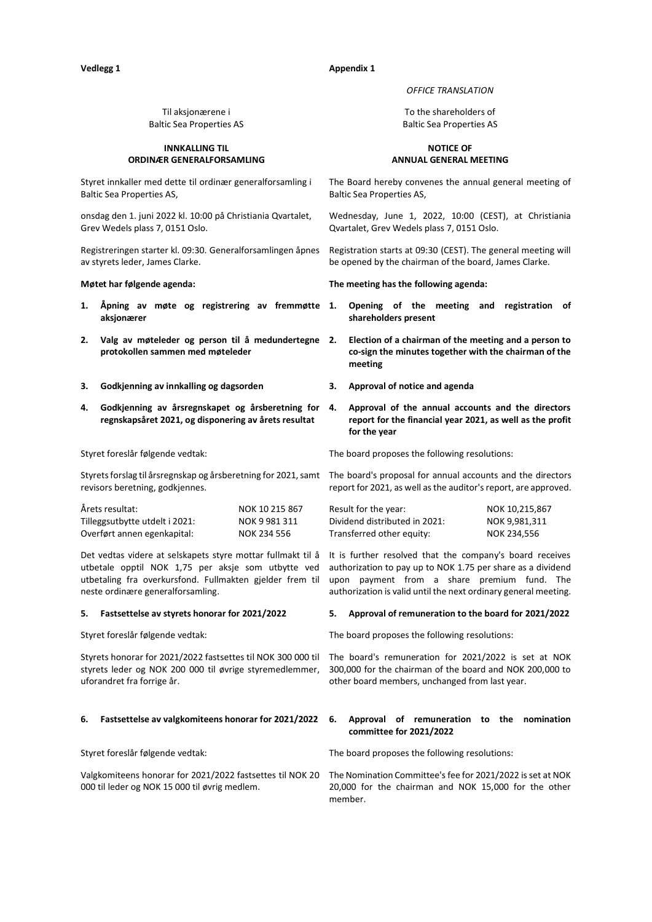**Vedlegg 1**

Til aksjonærene i
Baltic Sea Properties AS

**INNKALLING TIL**
**ORDINÆR GENERALFORSAMLING**

Styret innkaller med dette til ordinær generalforsamling i Baltic Sea Properties AS,

onsdag den 1. juni 2022 kl. 10:00 på Christiania Qvartalet, Grev Wedels plass 7, 0151 Oslo.

Registreringen starter kl. 09:30. Generalforsamlingen åpnes av styrets leder, James Clarke.

**Møtet har følgende agenda:**

1. **Åpning av møte og registrering av fremmøtte aksjonærer**
2. **Valg av møteleder og person til å medundertegne protokollen sammen med møteleder**
3. **Godkjenning av innkalling og dagsorden**
4. **Godkjenning av årsregnskapet og årsberetning for regnskapsåret 2021, og disponering av årets resultat**

Styret foreslår følgende vedtak:

Styrets forslag til årsregnskap og årsberetning for 2021, samt revisors beretning, godkjennes.

| | |
|---|---|
| Årets resultat: | NOK 10 215 867 |
| Tilleggsutbytte utdelt i 2021: | NOK 9 981 311 |
| Overført annen egenkapital: | NOK 234 556 |

Det vedtas videre at selskapets styre mottar fullmakt til å utbetale opptil NOK 1,75 per aksje som utbytte ved utbetaling fra overkursfond. Fullmakten gjelder frem til neste ordinære generalforsamling.

5. **Fastsettelse av styrets honorar for 2021/2022**

Styret foreslår følgende vedtak:

Styrets honorar for 2021/2022 fastsettes til NOK 300 000 til styrets leder og NOK 200 000 til øvrige styremedlemmer, uforandret fra forrige år.

6. **Fastsettelse av valgkomiteens honorar for 2021/2022**

Styret foreslår følgende vedtak:

Valgkomiteens honorar for 2021/2022 fastsettes til NOK 20 000 til leder og NOK 15 000 til øvrig medlem.

---

**Appendix 1**

*OFFICE TRANSLATION*

To the shareholders of
Baltic Sea Properties AS

**NOTICE OF**
**ANNUAL GENERAL MEETING**

The Board hereby convenes the annual general meeting of Baltic Sea Properties AS,

Wednesday, June 1, 2022, 10:00 (CEST), at Christiania Qvartalet, Grev Wedels plass 7, 0151 Oslo.

Registration starts at 09:30 (CEST). The general meeting will be opened by the chairman of the board, James Clarke.

**The meeting has the following agenda:**

1. **Opening of the meeting and registration of shareholders present**
2. **Election of a chairman of the meeting and a person to co-sign the minutes together with the chairman of the meeting**
3. **Approval of notice and agenda**
4. **Approval of the annual accounts and the directors report for the financial year 2021, as well as the profit for the year**

The board proposes the following resolutions:

The board's proposal for annual accounts and the directors report for 2021, as well as the auditor's report, are approved.

| | |
|---|---|
| Result for the year: | NOK 10,215,867 |
| Dividend distributed in 2021: | NOK 9,981,311 |
| Transferred other equity: | NOK 234,556 |

It is further resolved that the company's board receives authorization to pay up to NOK 1.75 per share as a dividend upon payment from a share premium fund. The authorization is valid until the next ordinary general meeting.

5. **Approval of remuneration to the board for 2021/2022**

The board proposes the following resolutions:

The board's remuneration for 2021/2022 is set at NOK 300,000 for the chairman of the board and NOK 200,000 to other board members, unchanged from last year.

6. **Approval of remuneration to the nomination committee for 2021/2022**

The board proposes the following resolutions:

The Nomination Committee's fee for 2021/2022 is set at NOK 20,000 for the chairman and NOK 15,000 for the other member.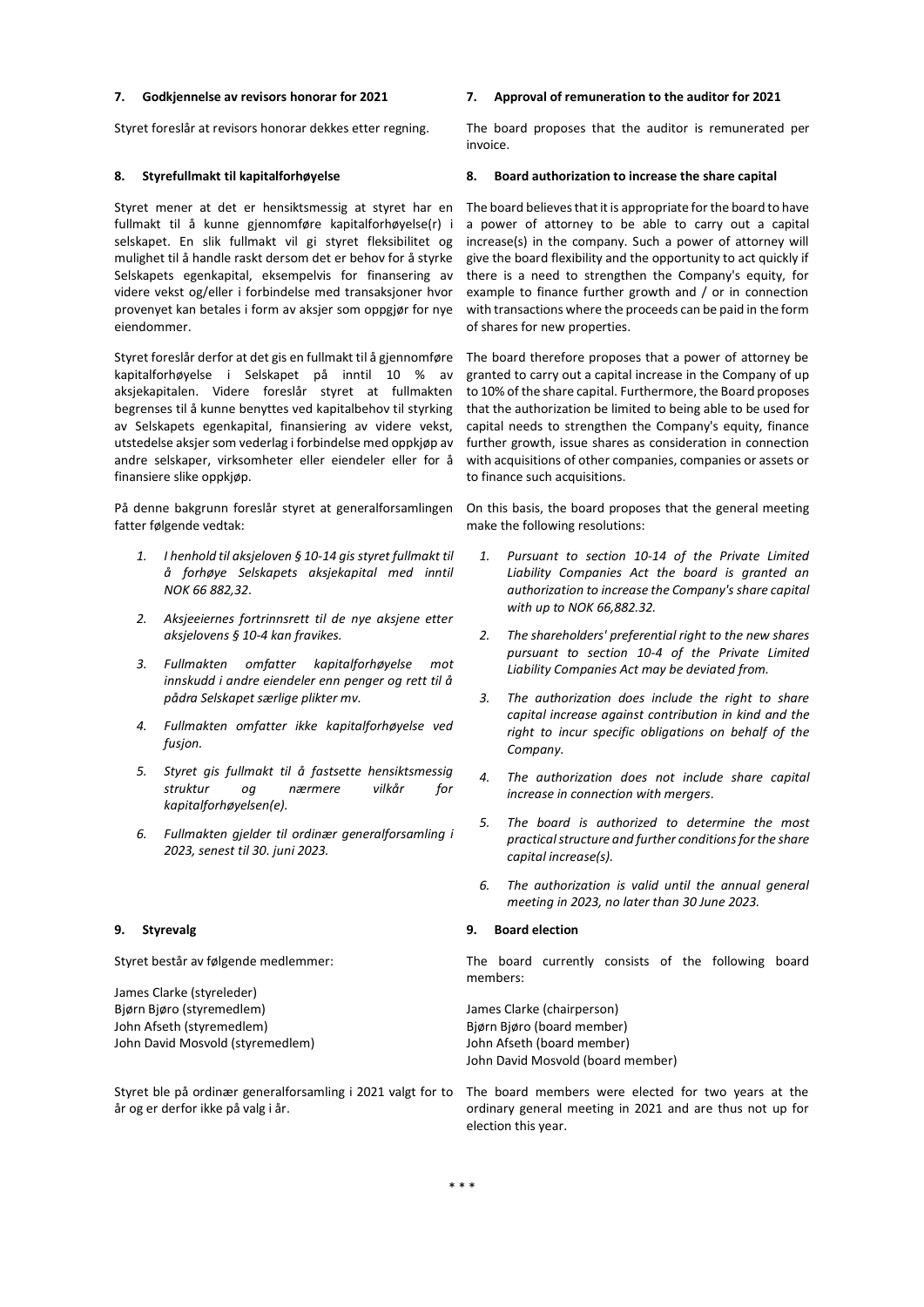**7. Godkjennelse av revisors honorar for 2021**

Styret foreslår at revisors honorar dekkes etter regning.

**8. Styrefullmakt til kapitalforhøyelse**

Styret mener at det er hensiktsmessig at styret har en fullmakt til å kunne gjennomføre kapitalforhøyelse(r) i selskapet. En slik fullmakt vil gi styret fleksibilitet og mulighet til å handle raskt dersom det er behov for å styrke Selskapets egenkapital, eksempelvis for finansering av videre vekst og/eller i forbindelse med transaksjoner hvor provenyet kan betales i form av aksjer som oppgjør for nye eiendommer.

Styret foreslår derfor at det gis en fullmakt til å gjennomføre kapitalforhøyelse i Selskapet på inntil 10 % av aksjekapitalen. Videre foreslår styret at fullmakten begrenses til å kunne benyttes ved kapitalbehov til styrking av Selskapets egenkapital, finansiering av videre vekst, utstedelse aksjer som vederlag i forbindelse med oppkjøp av andre selskaper, virksomheter eller eiendeler eller for å finansiere slike oppkjøp.

På denne bakgrunn foreslår styret at generalforsamlingen fatter følgende vedtak:

1. *I henhold til aksjeloven § 10-14 gis styret fullmakt til å forhøye Selskapets aksjekapital med inntil NOK 66 882,32.*
2. *Aksjeeiernes fortrinnsrett til de nye aksjene etter aksjelovens § 10-4 kan fravikes.*
3. *Fullmakten omfatter kapitalforhøyelse mot innskudd i andre eiendeler enn penger og rett til å pådra Selskapet særlige plikter mv.*
4. *Fullmakten omfatter ikke kapitalforhøyelse ved fusjon.*
5. *Styret gis fullmakt til å fastsette hensiktsmessig struktur og nærmere vilkår for kapitalforhøyelsen(e).*
6. *Fullmakten gjelder til ordinær generalforsamling i 2023, senest til 30. juni 2023.*

**9. Styrevalg**

Styret består av følgende medlemmer:

James Clarke (styreleder)
Bjørn Bjøro (styremedlem)
John Afseth (styremedlem)
John David Mosvold (styremedlem)

Styret ble på ordinær generalforsamling i 2021 valgt for to år og er derfor ikke på valg i år.

**7. Approval of remuneration to the auditor for 2021**

The board proposes that the auditor is remunerated per invoice.

**8. Board authorization to increase the share capital**

The board believes that it is appropriate for the board to have a power of attorney to be able to carry out a capital increase(s) in the company. Such a power of attorney will give the board flexibility and the opportunity to act quickly if there is a need to strengthen the Company's equity, for example to finance further growth and / or in connection with transactions where the proceeds can be paid in the form of shares for new properties.

The board therefore proposes that a power of attorney be granted to carry out a capital increase in the Company of up to 10% of the share capital. Furthermore, the Board proposes that the authorization be limited to being able to be used for capital needs to strengthen the Company's equity, finance further growth, issue shares as consideration in connection with acquisitions of other companies, companies or assets or to finance such acquisitions.

On this basis, the board proposes that the general meeting make the following resolutions:

1. *Pursuant to section 10-14 of the Private Limited Liability Companies Act the board is granted an authorization to increase the Company's share capital with up to NOK 66,882.32.*
2. *The shareholders' preferential right to the new shares pursuant to section 10-4 of the Private Limited Liability Companies Act may be deviated from.*
3. *The authorization does include the right to share capital increase against contribution in kind and the right to incur specific obligations on behalf of the Company.*
4. *The authorization does not include share capital increase in connection with mergers.*
5. *The board is authorized to determine the most practical structure and further conditions for the share capital increase(s).*
6. *The authorization is valid until the annual general meeting in 2023, no later than 30 June 2023.*

**9. Board election**

The board currently consists of the following board members:

James Clarke (chairperson)
Bjørn Bjøro (board member)
John Afseth (board member)
John David Mosvold (board member)

The board members were elected for two years at the ordinary general meeting in 2021 and are thus not up for election this year.

\* \* \*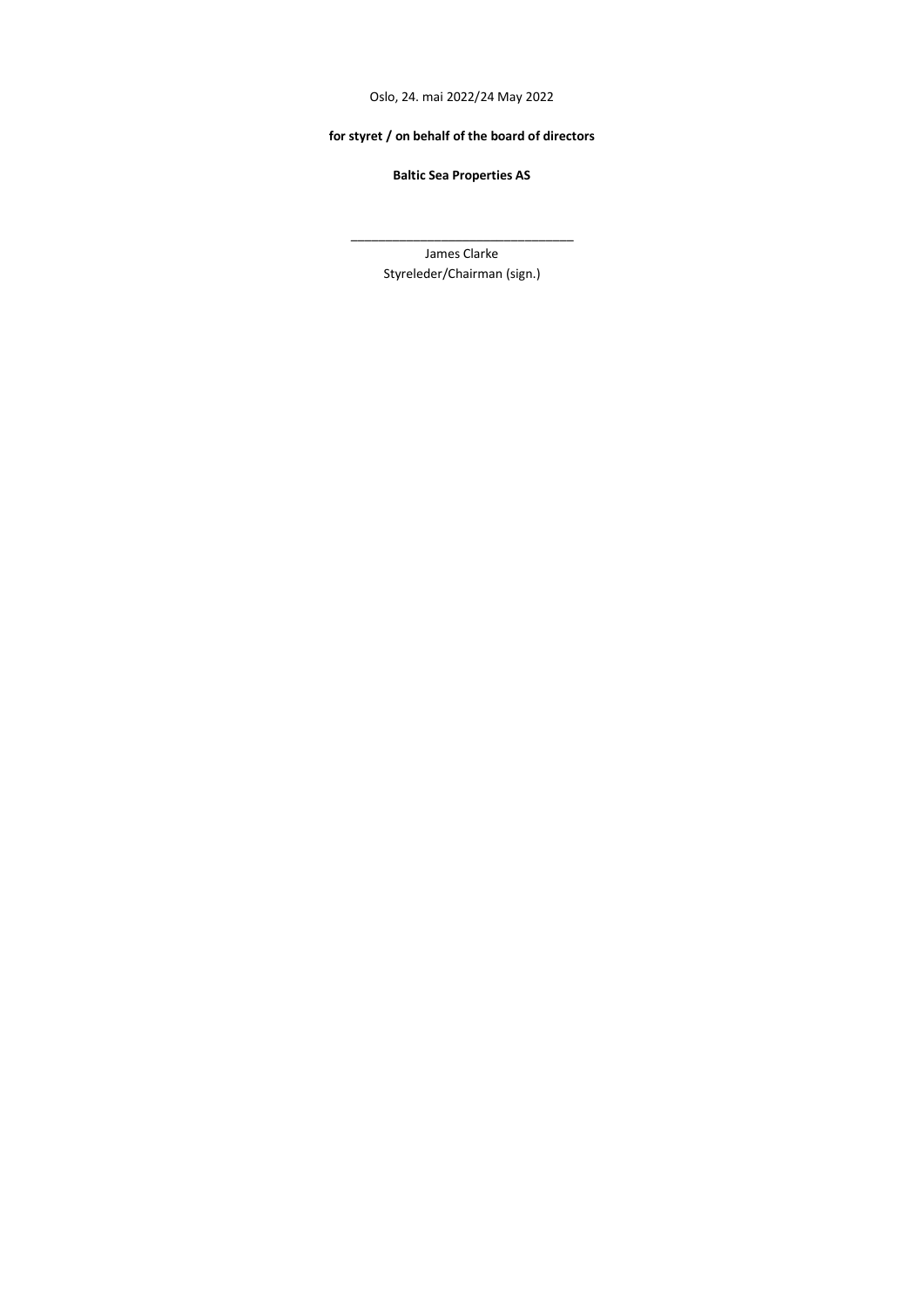Oslo, 24. mai 2022/24 May 2022

**for styret / on behalf of the board of directors**

**Baltic Sea Properties AS**

\_\_\_\_\_\_\_\_\_\_\_\_\_\_\_\_\_\_\_\_\_\_\_\_\_\_\_\_\_\_\_\_

James Clarke

Styreleder/Chairman (sign.)